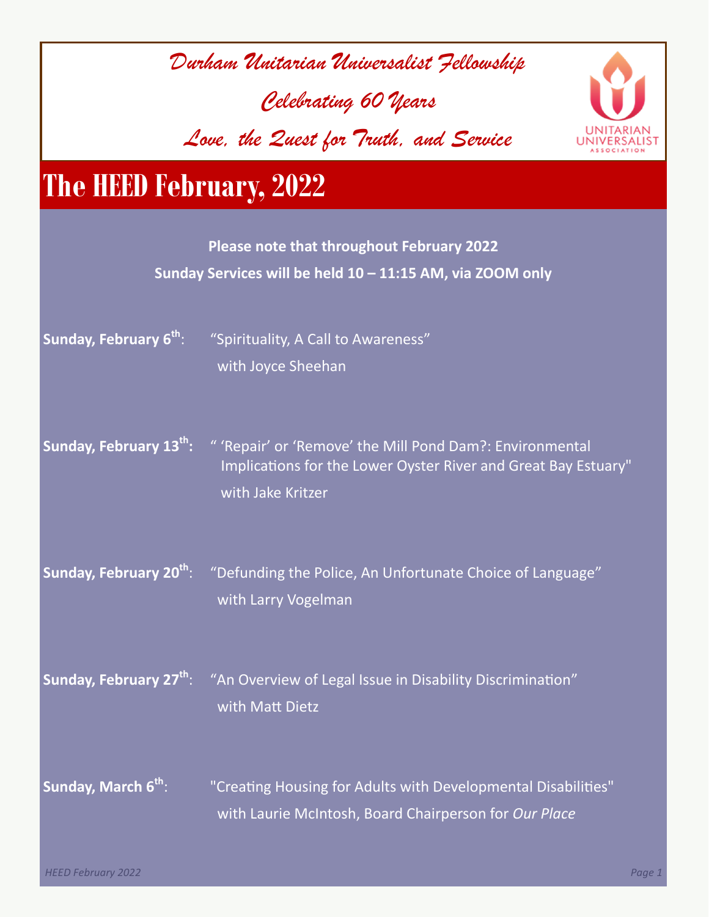*Durham Unitarian Universalist Fellowship*

*Celebrating 60 Years*

*Love, the Quest for Truth, and Service*

UNITARIAN UNIVERSALIST ASSOCIATION

# The HEED February, 2022

**Please note that throughout February 2022**
**Sunday Services will be held 10 – 11:15 AM, via ZOOM only**

**Sunday, February 6th**: "Spirituality, A Call to Awareness"
with Joyce Sheehan

**Sunday, February 13th:** " 'Repair' or 'Remove' the Mill Pond Dam?: Environmental Implications for the Lower Oyster River and Great Bay Estuary"
with Jake Kritzer

**Sunday, February 20th**: "Defunding the Police, An Unfortunate Choice of Language"
with Larry Vogelman

**Sunday, February 27th**: "An Overview of Legal Issue in Disability Discrimination"
with Matt Dietz

**Sunday, March 6th**: "Creating Housing for Adults with Developmental Disabilities"
with Laurie McIntosh, Board Chairperson for *Our Place*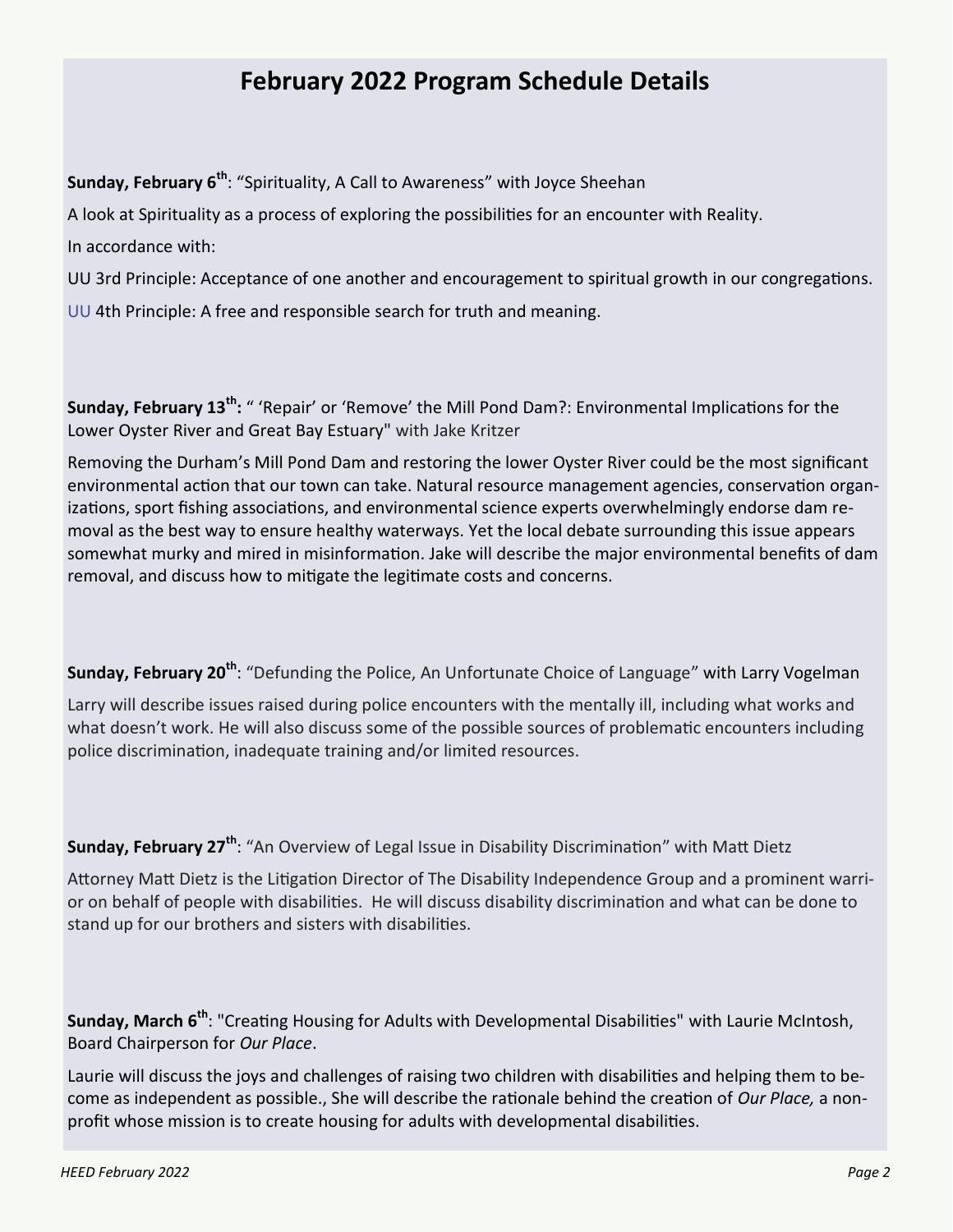# February 2022 Program Schedule Details

**Sunday, February 6th**: "Spirituality, A Call to Awareness" with Joyce Sheehan

A look at Spirituality as a process of exploring the possibilities for an encounter with Reality.

In accordance with:

UU 3rd Principle: Acceptance of one another and encouragement to spiritual growth in our congregations.

UU 4th Principle: A free and responsible search for truth and meaning.

**Sunday, February 13th:** " 'Repair' or 'Remove' the Mill Pond Dam?: Environmental Implications for the Lower Oyster River and Great Bay Estuary" with Jake Kritzer

Removing the Durham's Mill Pond Dam and restoring the lower Oyster River could be the most significant environmental action that our town can take. Natural resource management agencies, conservation organizations, sport fishing associations, and environmental science experts overwhelmingly endorse dam removal as the best way to ensure healthy waterways. Yet the local debate surrounding this issue appears somewhat murky and mired in misinformation. Jake will describe the major environmental benefits of dam removal, and discuss how to mitigate the legitimate costs and concerns.

**Sunday, February 20th**: "Defunding the Police, An Unfortunate Choice of Language" with Larry Vogelman

Larry will describe issues raised during police encounters with the mentally ill, including what works and what doesn't work. He will also discuss some of the possible sources of problematic encounters including police discrimination, inadequate training and/or limited resources.

**Sunday, February 27th**: "An Overview of Legal Issue in Disability Discrimination" with Matt Dietz

Attorney Matt Dietz is the Litigation Director of The Disability Independence Group and a prominent warrior on behalf of people with disabilities. He will discuss disability discrimination and what can be done to stand up for our brothers and sisters with disabilities.

**Sunday, March 6th**: "Creating Housing for Adults with Developmental Disabilities" with Laurie McIntosh, Board Chairperson for *Our Place*.

Laurie will discuss the joys and challenges of raising two children with disabilities and helping them to become as independent as possible., She will describe the rationale behind the creation of *Our Place,* a non-profit whose mission is to create housing for adults with developmental disabilities.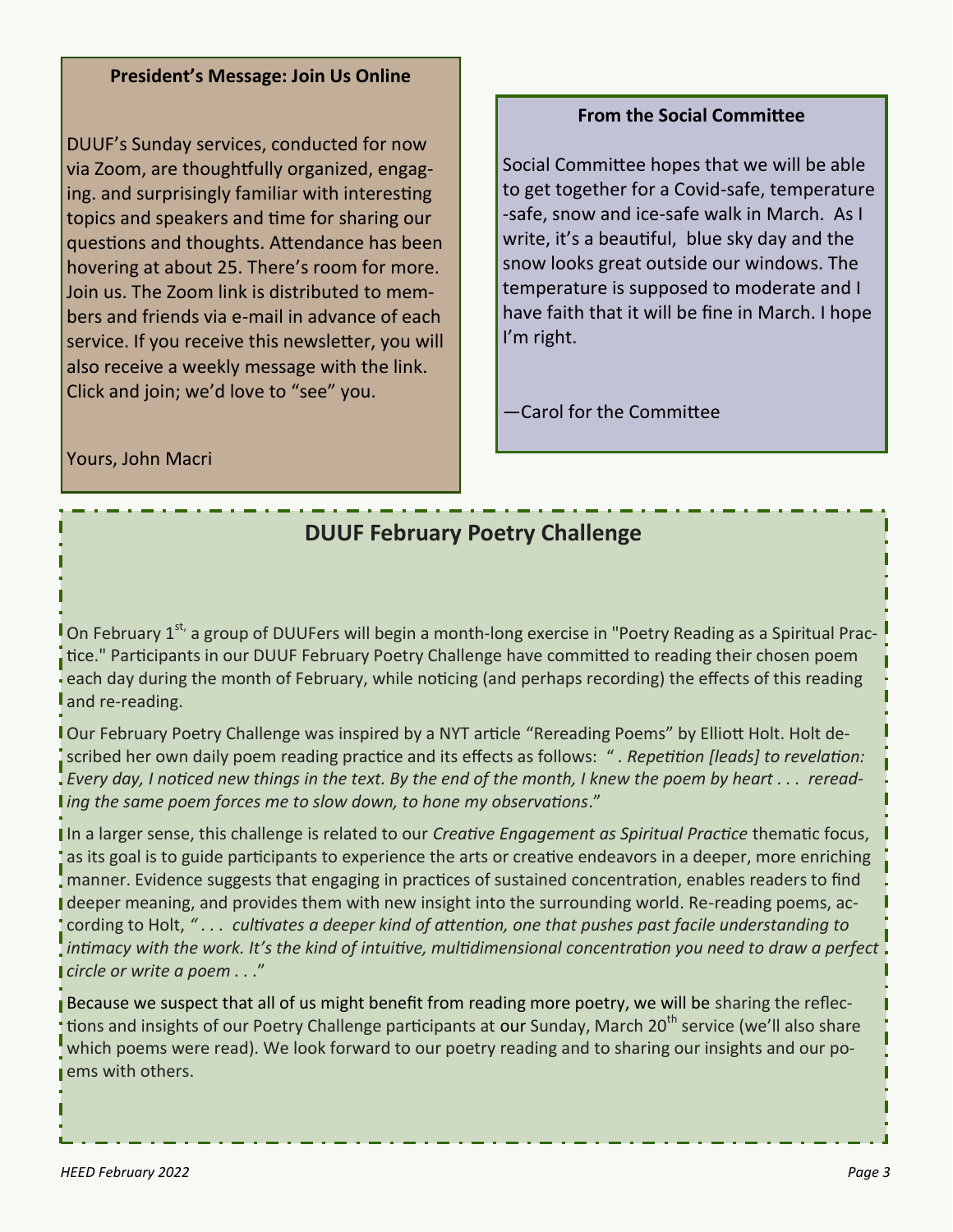### President's Message: Join Us Online

DUUF's Sunday services, conducted for now via Zoom, are thoughtfully organized, engaging. and surprisingly familiar with interesting topics and speakers and time for sharing our questions and thoughts. Attendance has been hovering at about 25. There's room for more. Join us. The Zoom link is distributed to members and friends via e-mail in advance of each service. If you receive this newsletter, you will also receive a weekly message with the link. Click and join; we'd love to "see" you.

Yours, John Macri

### From the Social Committee

Social Committee hopes that we will be able to get together for a Covid-safe, temperature-safe, snow and ice-safe walk in March. As I write, it's a beautiful, blue sky day and the snow looks great outside our windows. The temperature is supposed to moderate and I have faith that it will be fine in March. I hope I'm right.

—Carol for the Committee

## DUUF February Poetry Challenge

On February 1st, a group of DUUFers will begin a month-long exercise in "Poetry Reading as a Spiritual Practice." Participants in our DUUF February Poetry Challenge have committed to reading their chosen poem each day during the month of February, while noticing (and perhaps recording) the effects of this reading and re-reading.

Our February Poetry Challenge was inspired by a NYT article "Rereading Poems" by Elliott Holt. Holt described her own daily poem reading practice and its effects as follows: *" . Repetition [leads] to revelation: Every day, I noticed new things in the text. By the end of the month, I knew the poem by heart . . . rereading the same poem forces me to slow down, to hone my observations*."

In a larger sense, this challenge is related to our *Creative Engagement as Spiritual Practice* thematic focus, as its goal is to guide participants to experience the arts or creative endeavors in a deeper, more enriching manner. Evidence suggests that engaging in practices of sustained concentration, enables readers to find deeper meaning, and provides them with new insight into the surrounding world. Re-reading poems, according to Holt, *" . . . cultivates a deeper kind of attention, one that pushes past facile understanding to intimacy with the work. It's the kind of intuitive, multidimensional concentration you need to draw a perfect circle or write a poem . . .*"

Because we suspect that all of us might benefit from reading more poetry, we will be sharing the reflections and insights of our Poetry Challenge participants at our Sunday, March 20th service (we'll also share which poems were read). We look forward to our poetry reading and to sharing our insights and our poems with others.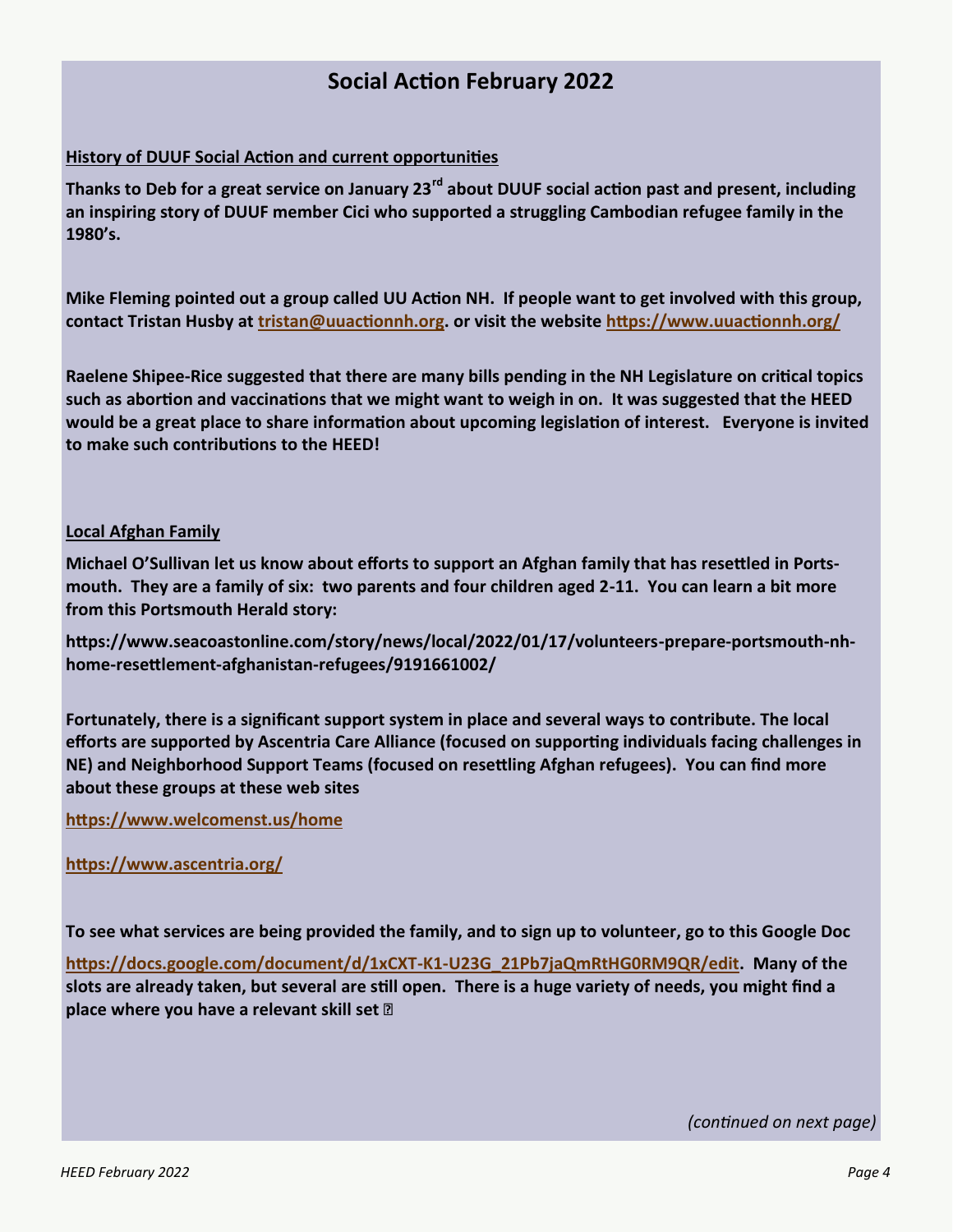## Social Action February 2022

**History of DUUF Social Action and current opportunities**

**Thanks to Deb for a great service on January 23rd about DUUF social action past and present, including an inspiring story of DUUF member Cici who supported a struggling Cambodian refugee family in the 1980's.**

**Mike Fleming pointed out a group called UU Action NH. If people want to get involved with this group, contact Tristan Husby at tristan@uuactionnh.org. or visit the website https://www.uuactionnh.org/**

**Raelene Shipee-Rice suggested that there are many bills pending in the NH Legislature on critical topics such as abortion and vaccinations that we might want to weigh in on. It was suggested that the HEED would be a great place to share information about upcoming legislation of interest. Everyone is invited to make such contributions to the HEED!**

**Local Afghan Family**

**Michael O'Sullivan let us know about efforts to support an Afghan family that has resettled in Portsmouth. They are a family of six: two parents and four children aged 2-11. You can learn a bit more from this Portsmouth Herald story:**

**https://www.seacoastonline.com/story/news/local/2022/01/17/volunteers-prepare-portsmouth-nh-home-resettlement-afghanistan-refugees/9191661002/**

**Fortunately, there is a significant support system in place and several ways to contribute. The local efforts are supported by Ascentria Care Alliance (focused on supporting individuals facing challenges in NE) and Neighborhood Support Teams (focused on resettling Afghan refugees). You can find more about these groups at these web sites**

**https://www.welcomenst.us/home**

**https://www.ascentria.org/**

**To see what services are being provided the family, and to sign up to volunteer, go to this Google Doc**

**https://docs.google.com/document/d/1xCXT-K1-U23G_21Pb7jaQmRtHG0RM9QR/edit. Many of the slots are already taken, but several are still open. There is a huge variety of needs, you might find a place where you have a relevant skill set ☺**

*(continued on next page)*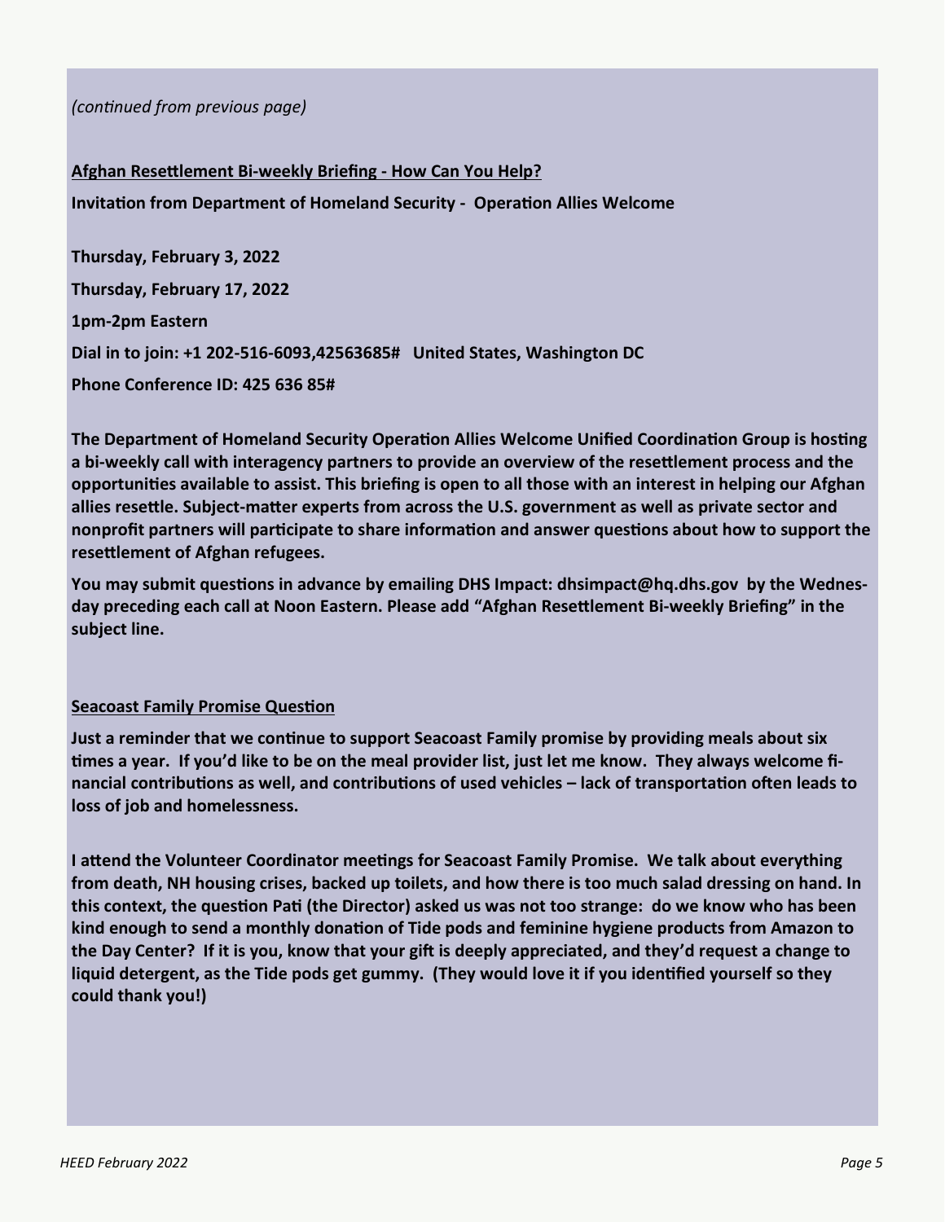*(continued from previous page)*

**Afghan Resettlement Bi-weekly Briefing - How Can You Help?**

**Invitation from Department of Homeland Security - Operation Allies Welcome**

**Thursday, February 3, 2022**

**Thursday, February 17, 2022**

**1pm-2pm Eastern**

**Dial in to join: +1 202-516-6093,42563685# United States, Washington DC**

**Phone Conference ID: 425 636 85#**

**The Department of Homeland Security Operation Allies Welcome Unified Coordination Group is hosting a bi-weekly call with interagency partners to provide an overview of the resettlement process and the opportunities available to assist. This briefing is open to all those with an interest in helping our Afghan allies resettle. Subject-matter experts from across the U.S. government as well as private sector and nonprofit partners will participate to share information and answer questions about how to support the resettlement of Afghan refugees.**

**You may submit questions in advance by emailing DHS Impact: dhsimpact@hq.dhs.gov by the Wednesday preceding each call at Noon Eastern. Please add "Afghan Resettlement Bi-weekly Briefing" in the subject line.**

**Seacoast Family Promise Question**

**Just a reminder that we continue to support Seacoast Family promise by providing meals about six times a year. If you'd like to be on the meal provider list, just let me know. They always welcome financial contributions as well, and contributions of used vehicles – lack of transportation often leads to loss of job and homelessness.**

**I attend the Volunteer Coordinator meetings for Seacoast Family Promise. We talk about everything from death, NH housing crises, backed up toilets, and how there is too much salad dressing on hand. In this context, the question Pati (the Director) asked us was not too strange: do we know who has been kind enough to send a monthly donation of Tide pods and feminine hygiene products from Amazon to the Day Center? If it is you, know that your gift is deeply appreciated, and they'd request a change to liquid detergent, as the Tide pods get gummy. (They would love it if you identified yourself so they could thank you!)**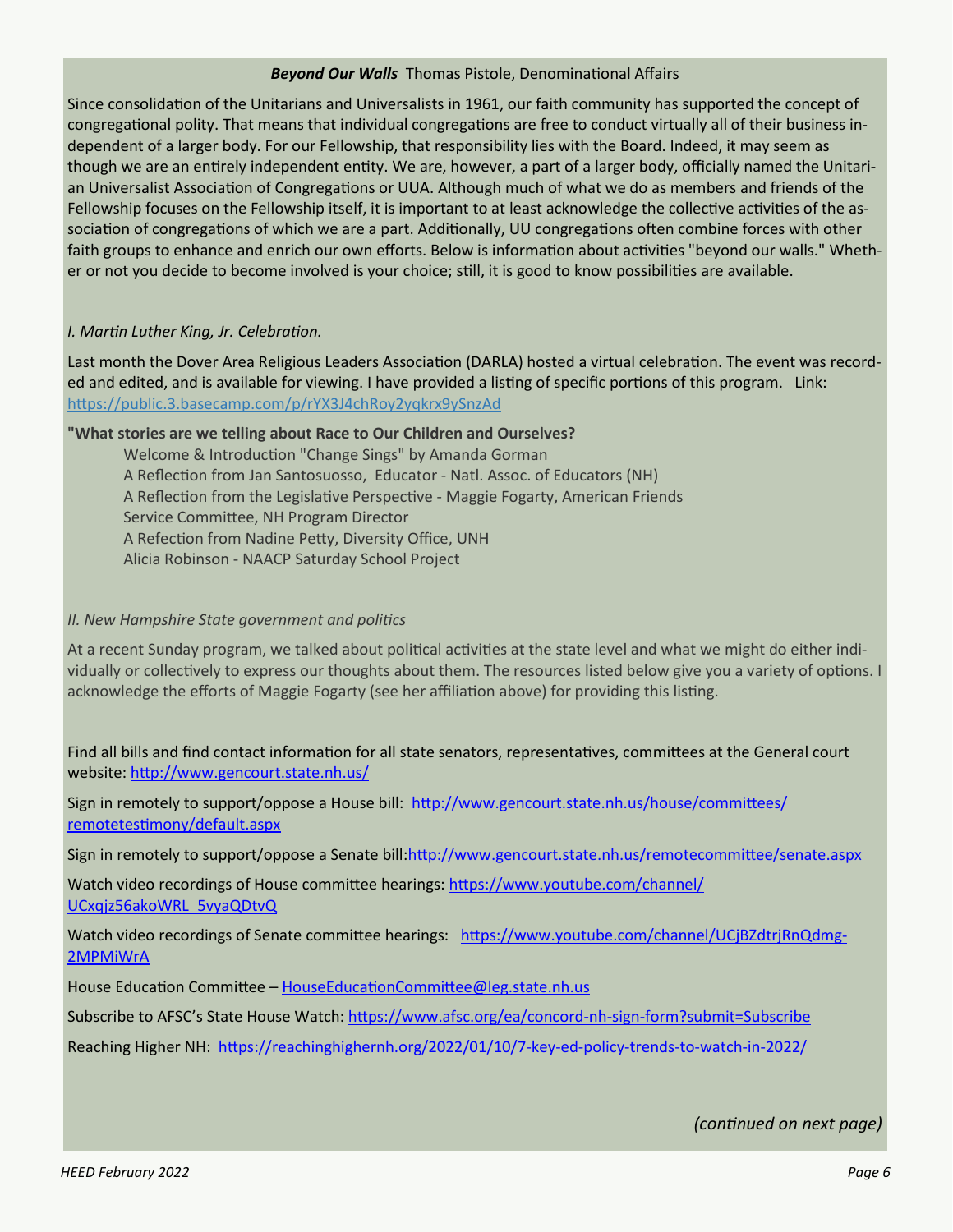***Beyond Our Walls*** Thomas Pistole, Denominational Affairs

Since consolidation of the Unitarians and Universalists in 1961, our faith community has supported the concept of congregational polity. That means that individual congregations are free to conduct virtually all of their business independent of a larger body. For our Fellowship, that responsibility lies with the Board. Indeed, it may seem as though we are an entirely independent entity. We are, however, a part of a larger body, officially named the Unitarian Universalist Association of Congregations or UUA. Although much of what we do as members and friends of the Fellowship focuses on the Fellowship itself, it is important to at least acknowledge the collective activities of the association of congregations of which we are a part. Additionally, UU congregations often combine forces with other faith groups to enhance and enrich our own efforts. Below is information about activities "beyond our walls." Whether or not you decide to become involved is your choice; still, it is good to know possibilities are available.

*I. Martin Luther King, Jr. Celebration.*

Last month the Dover Area Religious Leaders Association (DARLA) hosted a virtual celebration. The event was recorded and edited, and is available for viewing. I have provided a listing of specific portions of this program. Link: https://public.3.basecamp.com/p/rYX3J4chRoy2yqkrx9ySnzAd

**"What stories are we telling about Race to Our Children and Ourselves?**

Welcome & Introduction "Change Sings" by Amanda Gorman
A Reflection from Jan Santosuosso, Educator - Natl. Assoc. of Educators (NH)
A Reflection from the Legislative Perspective - Maggie Fogarty, American Friends Service Committee, NH Program Director
A Refection from Nadine Petty, Diversity Office, UNH
Alicia Robinson - NAACP Saturday School Project

*II. New Hampshire State government and politics*

At a recent Sunday program, we talked about political activities at the state level and what we might do either individually or collectively to express our thoughts about them. The resources listed below give you a variety of options. I acknowledge the efforts of Maggie Fogarty (see her affiliation above) for providing this listing.

Find all bills and find contact information for all state senators, representatives, committees at the General court website: http://www.gencourt.state.nh.us/

Sign in remotely to support/oppose a House bill: http://www.gencourt.state.nh.us/house/committees/remotetestimony/default.aspx

Sign in remotely to support/oppose a Senate bill:http://www.gencourt.state.nh.us/remotecommittee/senate.aspx

Watch video recordings of House committee hearings: https://www.youtube.com/channel/UCxqjz56akoWRL_5vyaQDtvQ

Watch video recordings of Senate committee hearings: https://www.youtube.com/channel/UCjBZdtrjRnQdmg-2MPMiWrA

House Education Committee – HouseEducationCommittee@leg.state.nh.us

Subscribe to AFSC's State House Watch: https://www.afsc.org/ea/concord-nh-sign-form?submit=Subscribe

Reaching Higher NH: https://reachinghighernh.org/2022/01/10/7-key-ed-policy-trends-to-watch-in-2022/

*(continued on next page)*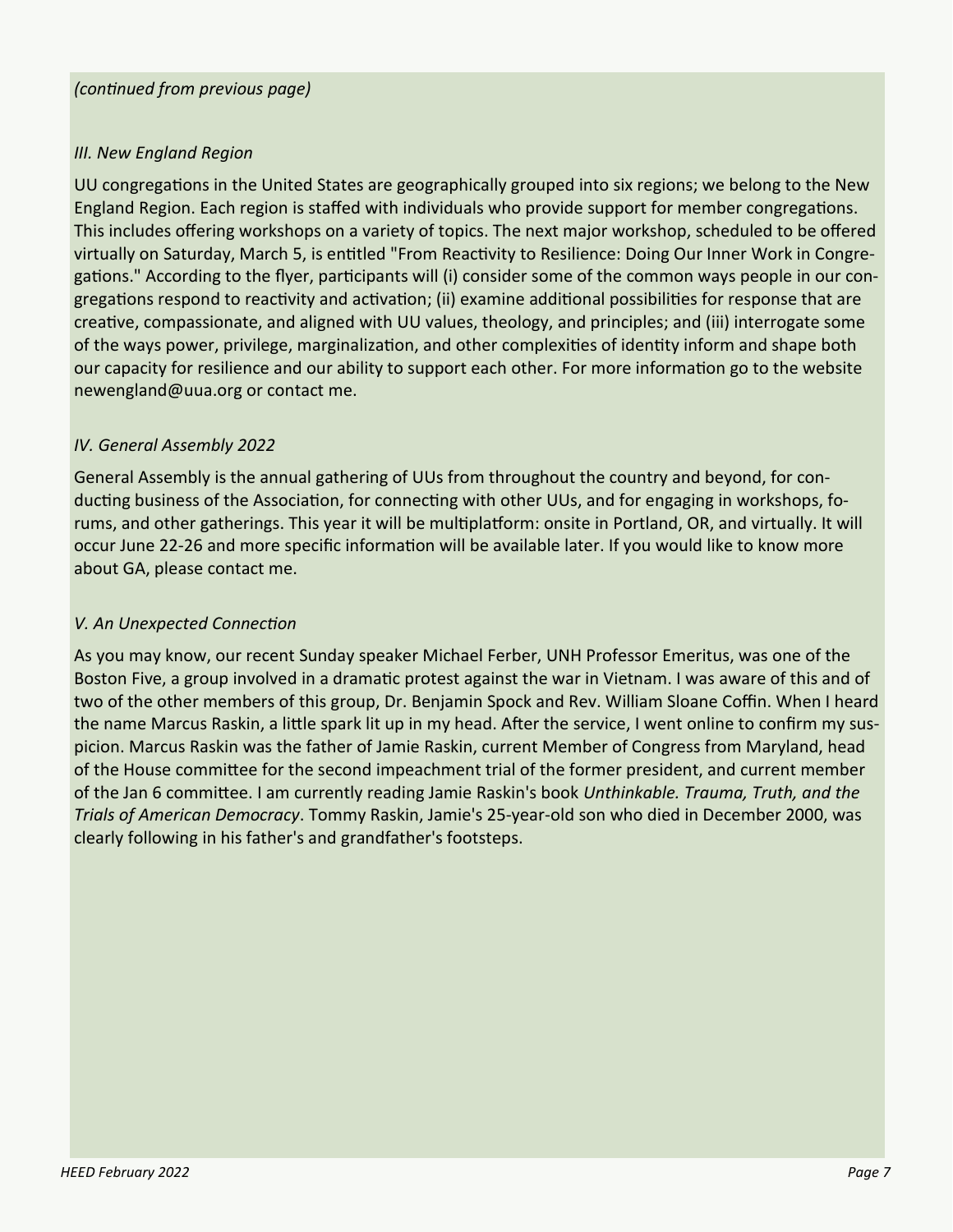*(continued from previous page)*

*III. New England Region*

UU congregations in the United States are geographically grouped into six regions; we belong to the New England Region. Each region is staffed with individuals who provide support for member congregations. This includes offering workshops on a variety of topics. The next major workshop, scheduled to be offered virtually on Saturday, March 5, is entitled "From Reactivity to Resilience: Doing Our Inner Work in Congregations." According to the flyer, participants will (i) consider some of the common ways people in our congregations respond to reactivity and activation; (ii) examine additional possibilities for response that are creative, compassionate, and aligned with UU values, theology, and principles; and (iii) interrogate some of the ways power, privilege, marginalization, and other complexities of identity inform and shape both our capacity for resilience and our ability to support each other. For more information go to the website newengland@uua.org or contact me.

*IV. General Assembly 2022*

General Assembly is the annual gathering of UUs from throughout the country and beyond, for conducting business of the Association, for connecting with other UUs, and for engaging in workshops, forums, and other gatherings. This year it will be multiplatform: onsite in Portland, OR, and virtually. It will occur June 22-26 and more specific information will be available later. If you would like to know more about GA, please contact me.

*V. An Unexpected Connection*

As you may know, our recent Sunday speaker Michael Ferber, UNH Professor Emeritus, was one of the Boston Five, a group involved in a dramatic protest against the war in Vietnam. I was aware of this and of two of the other members of this group, Dr. Benjamin Spock and Rev. William Sloane Coffin. When I heard the name Marcus Raskin, a little spark lit up in my head. After the service, I went online to confirm my suspicion. Marcus Raskin was the father of Jamie Raskin, current Member of Congress from Maryland, head of the House committee for the second impeachment trial of the former president, and current member of the Jan 6 committee. I am currently reading Jamie Raskin's book *Unthinkable. Trauma, Truth, and the Trials of American Democracy*. Tommy Raskin, Jamie's 25-year-old son who died in December 2000, was clearly following in his father's and grandfather's footsteps.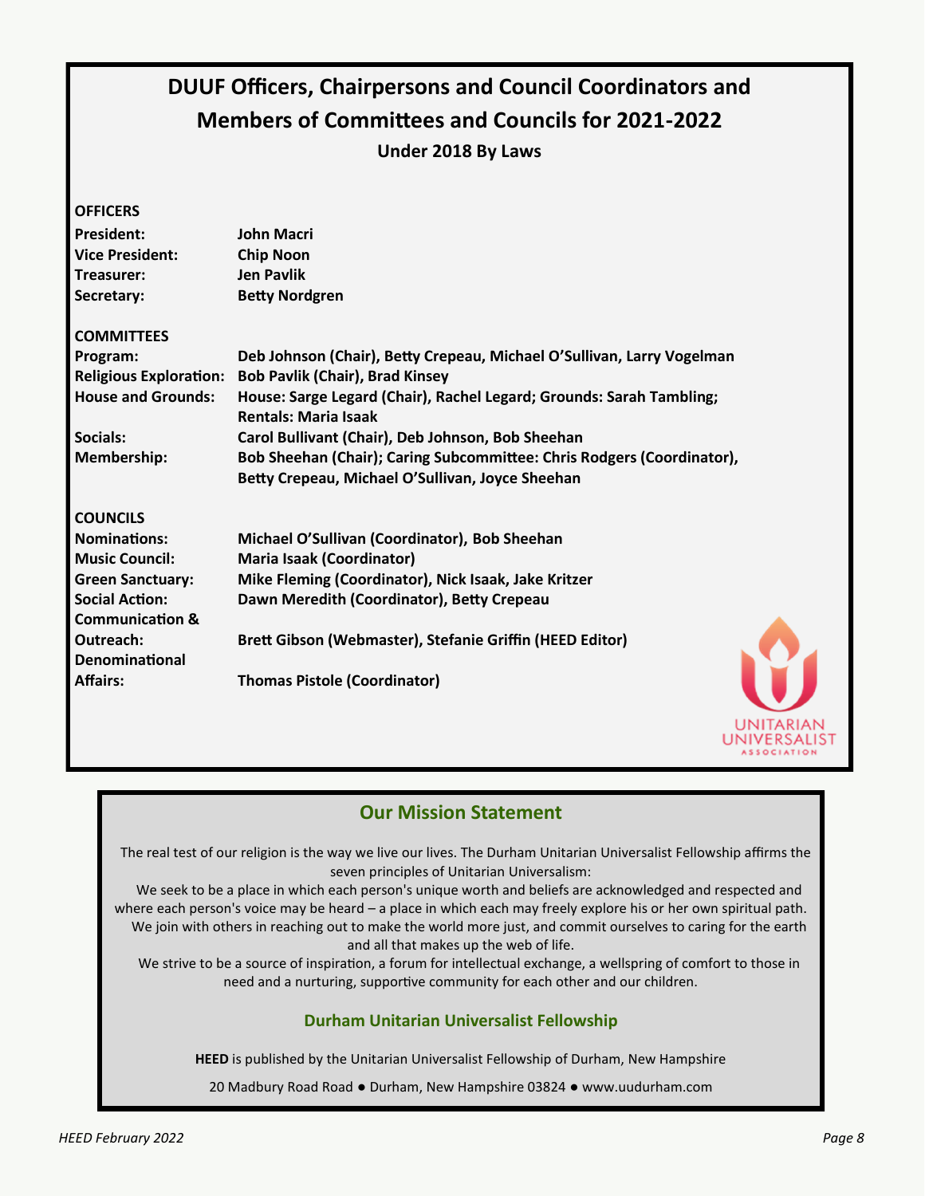# DUUF Officers, Chairpersons and Council Coordinators and Members of Committees and Councils for 2021-2022

### Under 2018 By Laws

**OFFICERS**

| | |
|---|---|
| **President:** | **John Macri** |
| **Vice President:** | **Chip Noon** |
| **Treasurer:** | **Jen Pavlik** |
| **Secretary:** | **Betty Nordgren** |

**COMMITTEES**

| | |
|---|---|
| **Program:** | **Deb Johnson (Chair), Betty Crepeau, Michael O'Sullivan, Larry Vogelman** |
| **Religious Exploration:** | **Bob Pavlik (Chair), Brad Kinsey** |
| **House and Grounds:** | **House: Sarge Legard (Chair), Rachel Legard; Grounds: Sarah Tambling; Rentals: Maria Isaak** |
| **Socials:** | **Carol Bullivant (Chair), Deb Johnson, Bob Sheehan** |
| **Membership:** | **Bob Sheehan (Chair); Caring Subcommittee: Chris Rodgers (Coordinator), Betty Crepeau, Michael O'Sullivan, Joyce Sheehan** |

**COUNCILS**

| | |
|---|---|
| **Nominations:** | **Michael O'Sullivan (Coordinator), Bob Sheehan** |
| **Music Council:** | **Maria Isaak (Coordinator)** |
| **Green Sanctuary:** | **Mike Fleming (Coordinator), Nick Isaak, Jake Kritzer** |
| **Social Action:** | **Dawn Meredith (Coordinator), Betty Crepeau** |
| **Communication & Outreach:** | **Brett Gibson (Webmaster), Stefanie Griffin (HEED Editor)** |
| **Denominational Affairs:** | **Thomas Pistole (Coordinator)** |

UNITARIAN UNIVERSALIST ASSOCIATION

## Our Mission Statement

The real test of our religion is the way we live our lives. The Durham Unitarian Universalist Fellowship affirms the seven principles of Unitarian Universalism:

We seek to be a place in which each person's unique worth and beliefs are acknowledged and respected and where each person's voice may be heard – a place in which each may freely explore his or her own spiritual path.

We join with others in reaching out to make the world more just, and commit ourselves to caring for the earth and all that makes up the web of life.

We strive to be a source of inspiration, a forum for intellectual exchange, a wellspring of comfort to those in need and a nurturing, supportive community for each other and our children.

### Durham Unitarian Universalist Fellowship

**HEED** is published by the Unitarian Universalist Fellowship of Durham, New Hampshire

20 Madbury Road Road ● Durham, New Hampshire 03824 ● www.uudurham.com